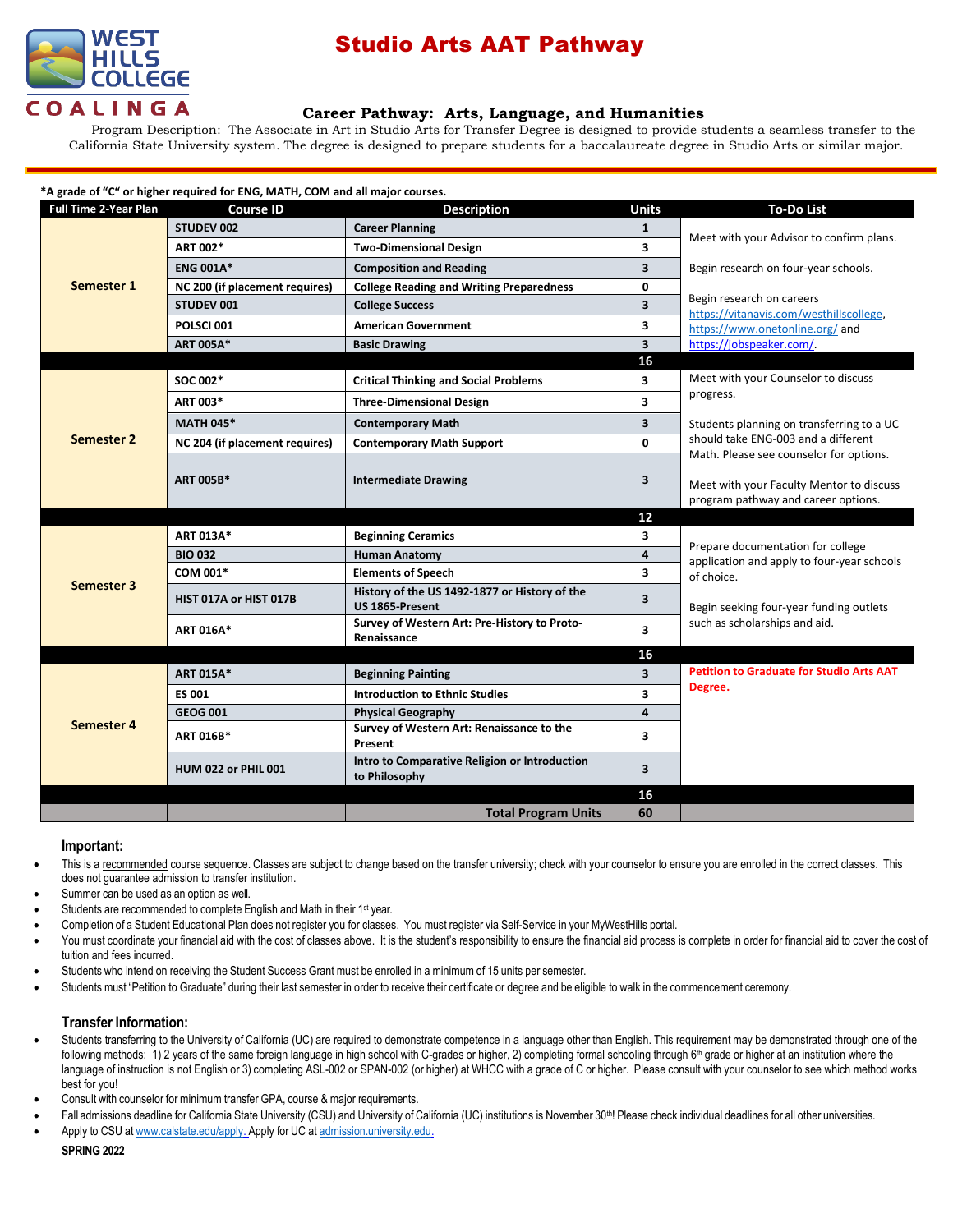# Studio Arts AAT Pathway

WEST HILLS COLLEGE COALINGA

## Career Pathway: Arts, Language, and Humanities

Program Description: The Associate in Art in Studio Arts for Transfer Degree is designed to provide students a seamless transfer to the California State University system. The degree is designed to prepare students for a baccalaureate degree in Studio Arts or similar major.

**\*A grade of "C" or higher required for ENG, MATH, COM and all major courses.**

| Full Time 2-Year Plan | Course ID | Description | Units | To-Do List |
|---|---|---|---|---|
| Semester 1 | STUDEV 002 | Career Planning | 1 | Meet with your Advisor to confirm plans. Begin research on four-year schools. Begin research on careers https://vitanavis.com/westhillscollege, https://www.onetonline.org/ and https://jobspeaker.com/. |
| | ART 002* | Two-Dimensional Design | 3 | |
| | ENG 001A* | Composition and Reading | 3 | |
| | NC 200 (if placement requires) | College Reading and Writing Preparedness | 0 | |
| | STUDEV 001 | College Success | 3 | |
| | POLSCI 001 | American Government | 3 | |
| | ART 005A* | Basic Drawing | 3 | |
| | | | 16 | |
| Semester 2 | SOC 002* | Critical Thinking and Social Problems | 3 | Meet with your Counselor to discuss progress. Students planning on transferring to a UC should take ENG-003 and a different Math. Please see counselor for options. Meet with your Faculty Mentor to discuss program pathway and career options. |
| | ART 003* | Three-Dimensional Design | 3 | |
| | MATH 045* | Contemporary Math | 3 | |
| | NC 204 (if placement requires) | Contemporary Math Support | 0 | |
| | ART 005B* | Intermediate Drawing | 3 | |
| | | | 12 | |
| Semester 3 | ART 013A* | Beginning Ceramics | 3 | Prepare documentation for college application and apply to four-year schools of choice. Begin seeking four-year funding outlets such as scholarships and aid. |
| | BIO 032 | Human Anatomy | 4 | |
| | COM 001* | Elements of Speech | 3 | |
| | HIST 017A or HIST 017B | History of the US 1492-1877 or History of the US 1865-Present | 3 | |
| | ART 016A* | Survey of Western Art: Pre-History to Proto-Renaissance | 3 | |
| | | | 16 | |
| Semester 4 | ART 015A* | Beginning Painting | 3 | **Petition to Graduate for Studio Arts AAT Degree.** |
| | ES 001 | Introduction to Ethnic Studies | 3 | |
| | GEOG 001 | Physical Geography | 4 | |
| | ART 016B* | Survey of Western Art: Renaissance to the Present | 3 | |
| | HUM 022 or PHIL 001 | Intro to Comparative Religion or Introduction to Philosophy | 3 | |
| | | | 16 | |
| | | **Total Program Units** | **60** | |

### Important:

- This is a recommended course sequence. Classes are subject to change based on the transfer university; check with your counselor to ensure you are enrolled in the correct classes. This does not guarantee admission to transfer institution.
- Summer can be used as an option as well.
- Students are recommended to complete English and Math in their 1st year.
- Completion of a Student Educational Plan does not register you for classes. You must register via Self-Service in your MyWestHills portal.
- You must coordinate your financial aid with the cost of classes above. It is the student's responsibility to ensure the financial aid process is complete in order for financial aid to cover the cost of tuition and fees incurred.
- Students who intend on receiving the Student Success Grant must be enrolled in a minimum of 15 units per semester.
- Students must "Petition to Graduate" during their last semester in order to receive their certificate or degree and be eligible to walk in the commencement ceremony.

### Transfer Information:

- Students transferring to the University of California (UC) are required to demonstrate competence in a language other than English. This requirement may be demonstrated through one of the following methods: 1) 2 years of the same foreign language in high school with C-grades or higher, 2) completing formal schooling through 6th grade or higher at an institution where the language of instruction is not English or 3) completing ASL-002 or SPAN-002 (or higher) at WHCC with a grade of C or higher. Please consult with your counselor to see which method works best for you!
- Consult with counselor for minimum transfer GPA, course & major requirements.
- Fall admissions deadline for California State University (CSU) and University of California (UC) institutions is November 30th! Please check individual deadlines for all other universities.
- Apply to CSU at www.calstate.edu/apply. Apply for UC at admission.university.edu.

SPRING 2022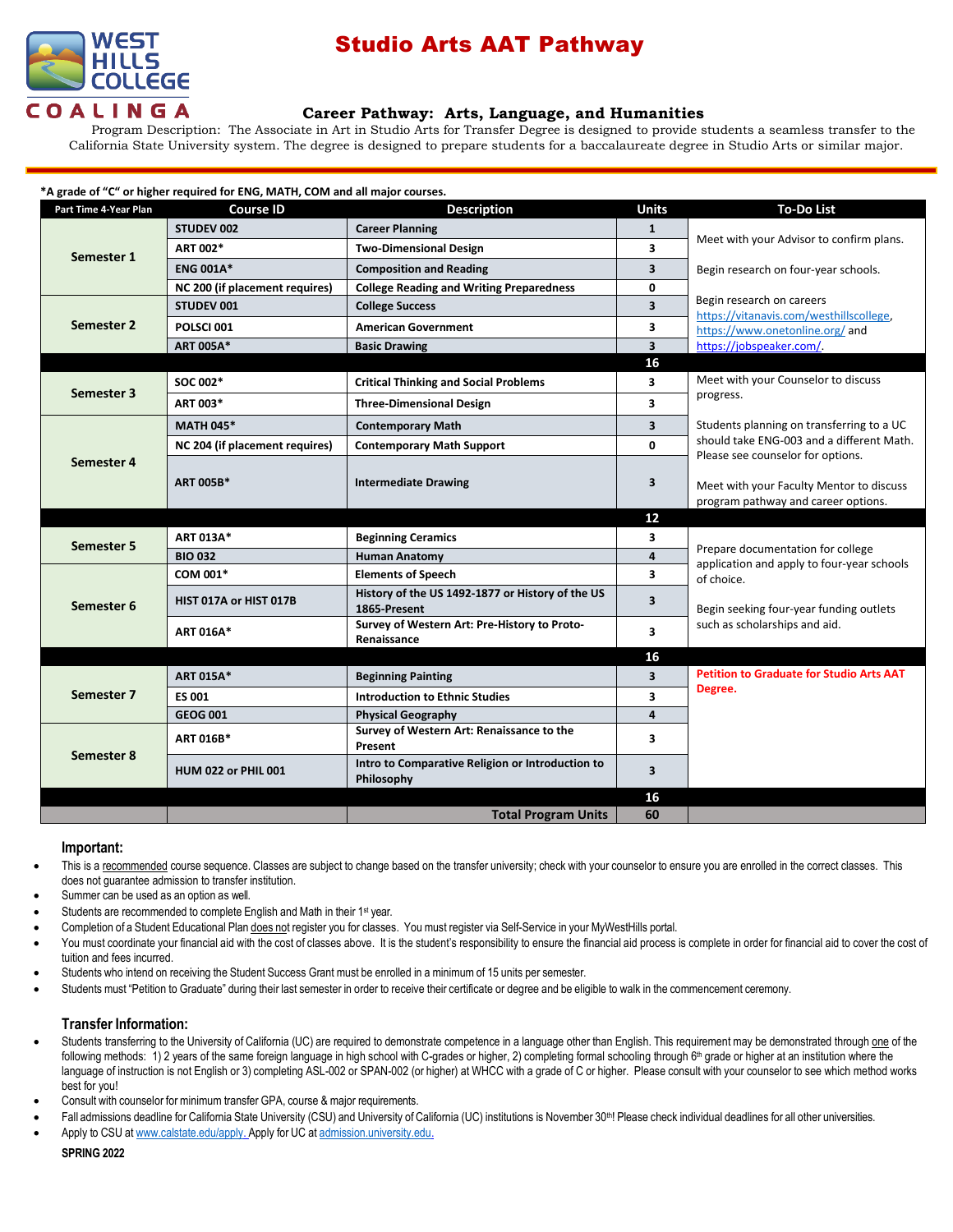# Studio Arts AAT Pathway

WEST HILLS COLLEGE COALINGA

### Career Pathway: Arts, Language, and Humanities

Program Description: The Associate in Art in Studio Arts for Transfer Degree is designed to provide students a seamless transfer to the California State University system. The degree is designed to prepare students for a baccalaureate degree in Studio Arts or similar major.

***A grade of "C" or higher required for ENG, MATH, COM and all major courses.**

| Part Time 4-Year Plan | Course ID | Description | Units | To-Do List |
|---|---|---|---|---|
| Semester 1 | STUDEV 002 | Career Planning | 1 | Meet with your Advisor to confirm plans.<br><br>Begin research on four-year schools.<br><br>Begin research on careers https://vitanavis.com/westhillscollege, https://www.onetonline.org/ and https://jobspeaker.com/. |
| | ART 002* | Two-Dimensional Design | 3 | |
| | ENG 001A* | Composition and Reading | 3 | |
| | NC 200 (if placement requires) | College Reading and Writing Preparedness | 0 | |
| Semester 2 | STUDEV 001 | College Success | 3 | |
| | POLSCI 001 | American Government | 3 | |
| | ART 005A* | Basic Drawing | 3 | |
| | | | 16 | |
| Semester 3 | SOC 002* | Critical Thinking and Social Problems | 3 | Meet with your Counselor to discuss progress.<br><br>Students planning on transferring to a UC should take ENG-003 and a different Math. Please see counselor for options.<br><br>Meet with your Faculty Mentor to discuss program pathway and career options. |
| | ART 003* | Three-Dimensional Design | 3 | |
| Semester 4 | MATH 045* | Contemporary Math | 3 | |
| | NC 204 (if placement requires) | Contemporary Math Support | 0 | |
| | ART 005B* | Intermediate Drawing | 3 | |
| | | | 12 | |
| Semester 5 | ART 013A* | Beginning Ceramics | 3 | Prepare documentation for college application and apply to four-year schools of choice.<br><br>Begin seeking four-year funding outlets such as scholarships and aid. |
| | BIO 032 | Human Anatomy | 4 | |
| Semester 6 | COM 001* | Elements of Speech | 3 | |
| | HIST 017A or HIST 017B | History of the US 1492-1877 or History of the US 1865-Present | 3 | |
| | ART 016A* | Survey of Western Art: Pre-History to Proto-Renaissance | 3 | |
| | | | 16 | |
| Semester 7 | ART 015A* | Beginning Painting | 3 | **Petition to Graduate for Studio Arts AAT Degree.** |
| | ES 001 | Introduction to Ethnic Studies | 3 | |
| | GEOG 001 | Physical Geography | 4 | |
| Semester 8 | ART 016B* | Survey of Western Art: Renaissance to the Present | 3 | |
| | HUM 022 or PHIL 001 | Intro to Comparative Religion or Introduction to Philosophy | 3 | |
| | | | 16 | |
| | | **Total Program Units** | **60** | |

## Important:

- This is a recommended course sequence. Classes are subject to change based on the transfer university; check with your counselor to ensure you are enrolled in the correct classes. This does not guarantee admission to transfer institution.
- Summer can be used as an option as well.
- Students are recommended to complete English and Math in their 1st year.
- Completion of a Student Educational Plan does not register you for classes. You must register via Self-Service in your MyWestHills portal.
- You must coordinate your financial aid with the cost of classes above. It is the student's responsibility to ensure the financial aid process is complete in order for financial aid to cover the cost of tuition and fees incurred.
- Students who intend on receiving the Student Success Grant must be enrolled in a minimum of 15 units per semester.
- Students must "Petition to Graduate" during their last semester in order to receive their certificate or degree and be eligible to walk in the commencement ceremony.

## Transfer Information:

- Students transferring to the University of California (UC) are required to demonstrate competence in a language other than English. This requirement may be demonstrated through one of the following methods: 1) 2 years of the same foreign language in high school with C-grades or higher, 2) completing formal schooling through 6th grade or higher at an institution where the language of instruction is not English or 3) completing ASL-002 or SPAN-002 (or higher) at WHCC with a grade of C or higher. Please consult with your counselor to see which method works best for you!
- Consult with counselor for minimum transfer GPA, course & major requirements.
- Fall admissions deadline for California State University (CSU) and University of California (UC) institutions is November 30th! Please check individual deadlines for all other universities.
- Apply to CSU at www.calstate.edu/apply. Apply for UC at admission.university.edu.

**SPRING 2022**